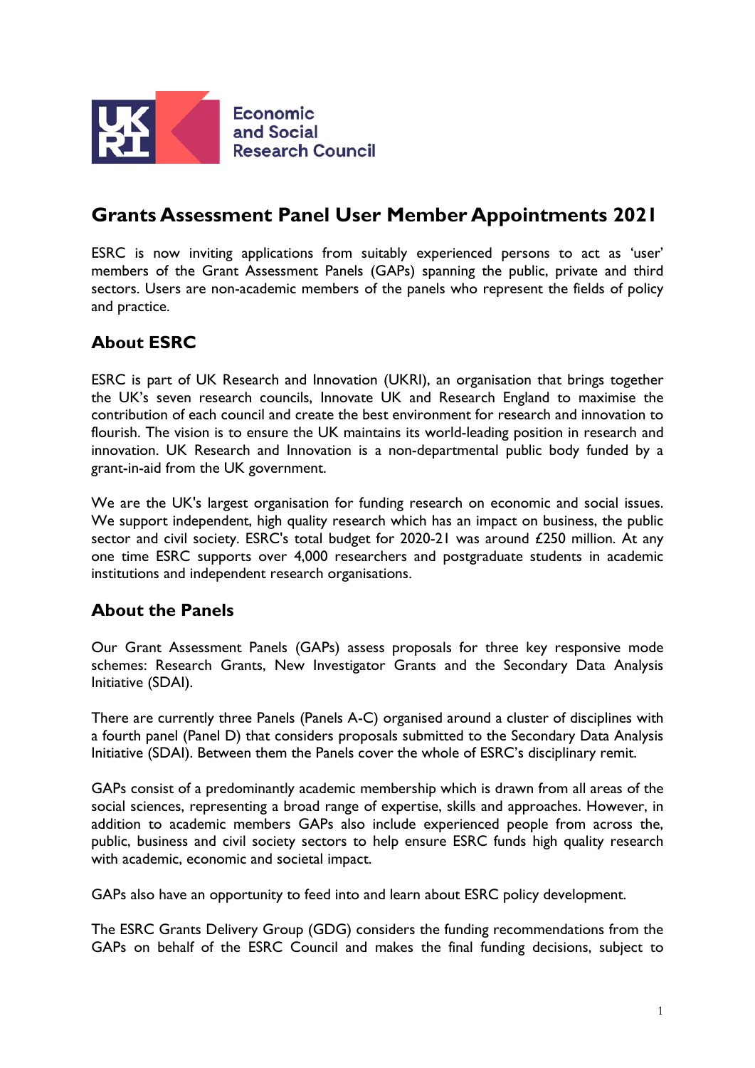Economic and Social Research Council

# Grants Assessment Panel User Member Appointments 2021

ESRC is now inviting applications from suitably experienced persons to act as 'user' members of the Grant Assessment Panels (GAPs) spanning the public, private and third sectors. Users are non-academic members of the panels who represent the fields of policy and practice.

## About ESRC

ESRC is part of UK Research and Innovation (UKRI), an organisation that brings together the UK's seven research councils, Innovate UK and Research England to maximise the contribution of each council and create the best environment for research and innovation to flourish. The vision is to ensure the UK maintains its world-leading position in research and innovation. UK Research and Innovation is a non-departmental public body funded by a grant-in-aid from the UK government.

We are the UK's largest organisation for funding research on economic and social issues. We support independent, high quality research which has an impact on business, the public sector and civil society. ESRC's total budget for 2020-21 was around £250 million. At any one time ESRC supports over 4,000 researchers and postgraduate students in academic institutions and independent research organisations.

## About the Panels

Our Grant Assessment Panels (GAPs) assess proposals for three key responsive mode schemes: Research Grants, New Investigator Grants and the Secondary Data Analysis Initiative (SDAI).

There are currently three Panels (Panels A-C) organised around a cluster of disciplines with a fourth panel (Panel D) that considers proposals submitted to the Secondary Data Analysis Initiative (SDAI). Between them the Panels cover the whole of ESRC's disciplinary remit.

GAPs consist of a predominantly academic membership which is drawn from all areas of the social sciences, representing a broad range of expertise, skills and approaches. However, in addition to academic members GAPs also include experienced people from across the, public, business and civil society sectors to help ensure ESRC funds high quality research with academic, economic and societal impact.

GAPs also have an opportunity to feed into and learn about ESRC policy development.

The ESRC Grants Delivery Group (GDG) considers the funding recommendations from the GAPs on behalf of the ESRC Council and makes the final funding decisions, subject to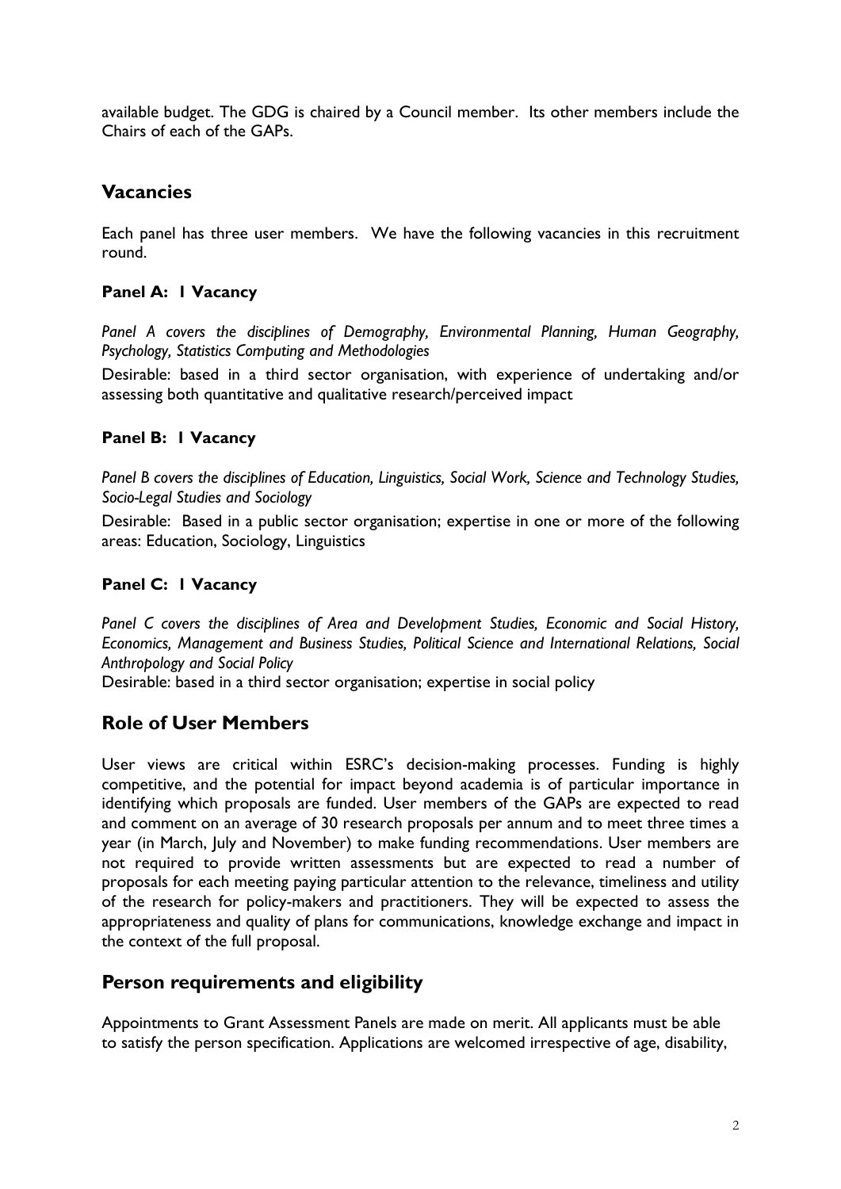available budget. The GDG is chaired by a Council member. Its other members include the Chairs of each of the GAPs.

## Vacancies

Each panel has three user members. We have the following vacancies in this recruitment round.

### Panel A: 1 Vacancy

*Panel A covers the disciplines of Demography, Environmental Planning, Human Geography, Psychology, Statistics Computing and Methodologies*

Desirable: based in a third sector organisation, with experience of undertaking and/or assessing both quantitative and qualitative research/perceived impact

### Panel B: 1 Vacancy

*Panel B covers the disciplines of Education, Linguistics, Social Work, Science and Technology Studies, Socio-Legal Studies and Sociology*

Desirable: Based in a public sector organisation; expertise in one or more of the following areas: Education, Sociology, Linguistics

### Panel C: 1 Vacancy

*Panel C covers the disciplines of Area and Development Studies, Economic and Social History, Economics, Management and Business Studies, Political Science and International Relations, Social Anthropology and Social Policy*

Desirable: based in a third sector organisation; expertise in social policy

## Role of User Members

User views are critical within ESRC's decision-making processes. Funding is highly competitive, and the potential for impact beyond academia is of particular importance in identifying which proposals are funded. User members of the GAPs are expected to read and comment on an average of 30 research proposals per annum and to meet three times a year (in March, July and November) to make funding recommendations. User members are not required to provide written assessments but are expected to read a number of proposals for each meeting paying particular attention to the relevance, timeliness and utility of the research for policy-makers and practitioners. They will be expected to assess the appropriateness and quality of plans for communications, knowledge exchange and impact in the context of the full proposal.

## Person requirements and eligibility

Appointments to Grant Assessment Panels are made on merit. All applicants must be able to satisfy the person specification. Applications are welcomed irrespective of age, disability,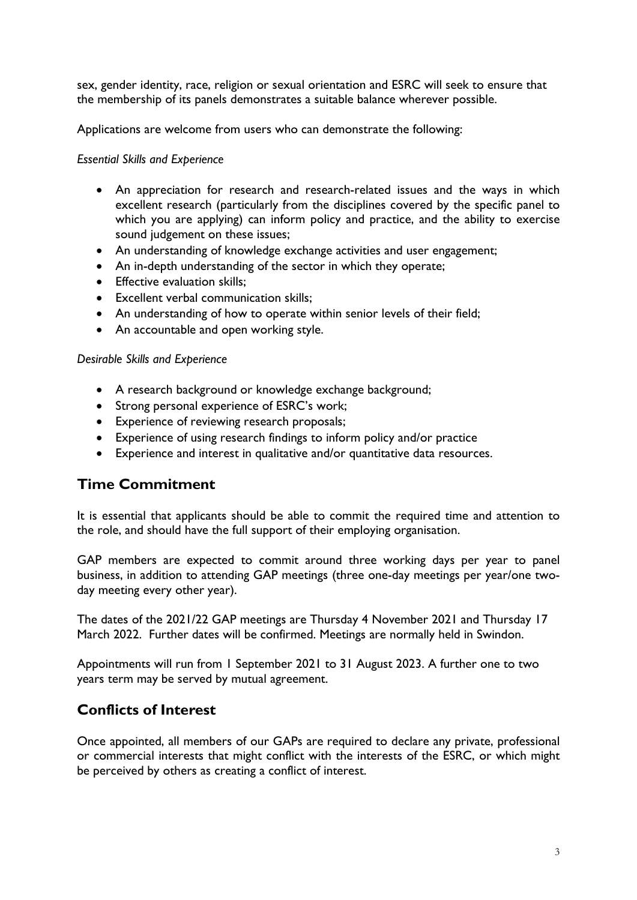sex, gender identity, race, religion or sexual orientation and ESRC will seek to ensure that the membership of its panels demonstrates a suitable balance wherever possible.

Applications are welcome from users who can demonstrate the following:

*Essential Skills and Experience*

- An appreciation for research and research-related issues and the ways in which excellent research (particularly from the disciplines covered by the specific panel to which you are applying) can inform policy and practice, and the ability to exercise sound judgement on these issues;
- An understanding of knowledge exchange activities and user engagement;
- An in-depth understanding of the sector in which they operate;
- Effective evaluation skills;
- Excellent verbal communication skills;
- An understanding of how to operate within senior levels of their field;
- An accountable and open working style.

*Desirable Skills and Experience*

- A research background or knowledge exchange background;
- Strong personal experience of ESRC's work;
- Experience of reviewing research proposals;
- Experience of using research findings to inform policy and/or practice
- Experience and interest in qualitative and/or quantitative data resources.

## Time Commitment

It is essential that applicants should be able to commit the required time and attention to the role, and should have the full support of their employing organisation.

GAP members are expected to commit around three working days per year to panel business, in addition to attending GAP meetings (three one-day meetings per year/one two-day meeting every other year).

The dates of the 2021/22 GAP meetings are Thursday 4 November 2021 and Thursday 17 March 2022. Further dates will be confirmed. Meetings are normally held in Swindon.

Appointments will run from 1 September 2021 to 31 August 2023. A further one to two years term may be served by mutual agreement.

## Conflicts of Interest

Once appointed, all members of our GAPs are required to declare any private, professional or commercial interests that might conflict with the interests of the ESRC, or which might be perceived by others as creating a conflict of interest.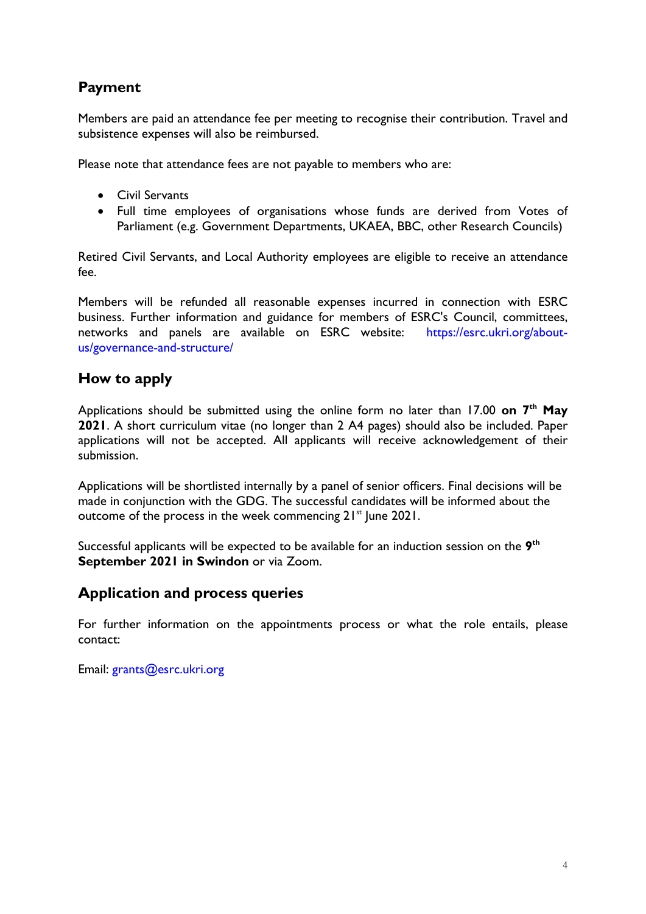## Payment

Members are paid an attendance fee per meeting to recognise their contribution. Travel and subsistence expenses will also be reimbursed.

Please note that attendance fees are not payable to members who are:

- Civil Servants
- Full time employees of organisations whose funds are derived from Votes of Parliament (e.g. Government Departments, UKAEA, BBC, other Research Councils)

Retired Civil Servants, and Local Authority employees are eligible to receive an attendance fee.

Members will be refunded all reasonable expenses incurred in connection with ESRC business. Further information and guidance for members of ESRC's Council, committees, networks and panels are available on ESRC website: https://esrc.ukri.org/about-us/governance-and-structure/

## How to apply

Applications should be submitted using the online form no later than 17.00 **on 7th May 2021**. A short curriculum vitae (no longer than 2 A4 pages) should also be included. Paper applications will not be accepted. All applicants will receive acknowledgement of their submission.

Applications will be shortlisted internally by a panel of senior officers. Final decisions will be made in conjunction with the GDG. The successful candidates will be informed about the outcome of the process in the week commencing 21st June 2021.

Successful applicants will be expected to be available for an induction session on the **9th September 2021 in Swindon** or via Zoom.

## Application and process queries

For further information on the appointments process or what the role entails, please contact:

Email: grants@esrc.ukri.org